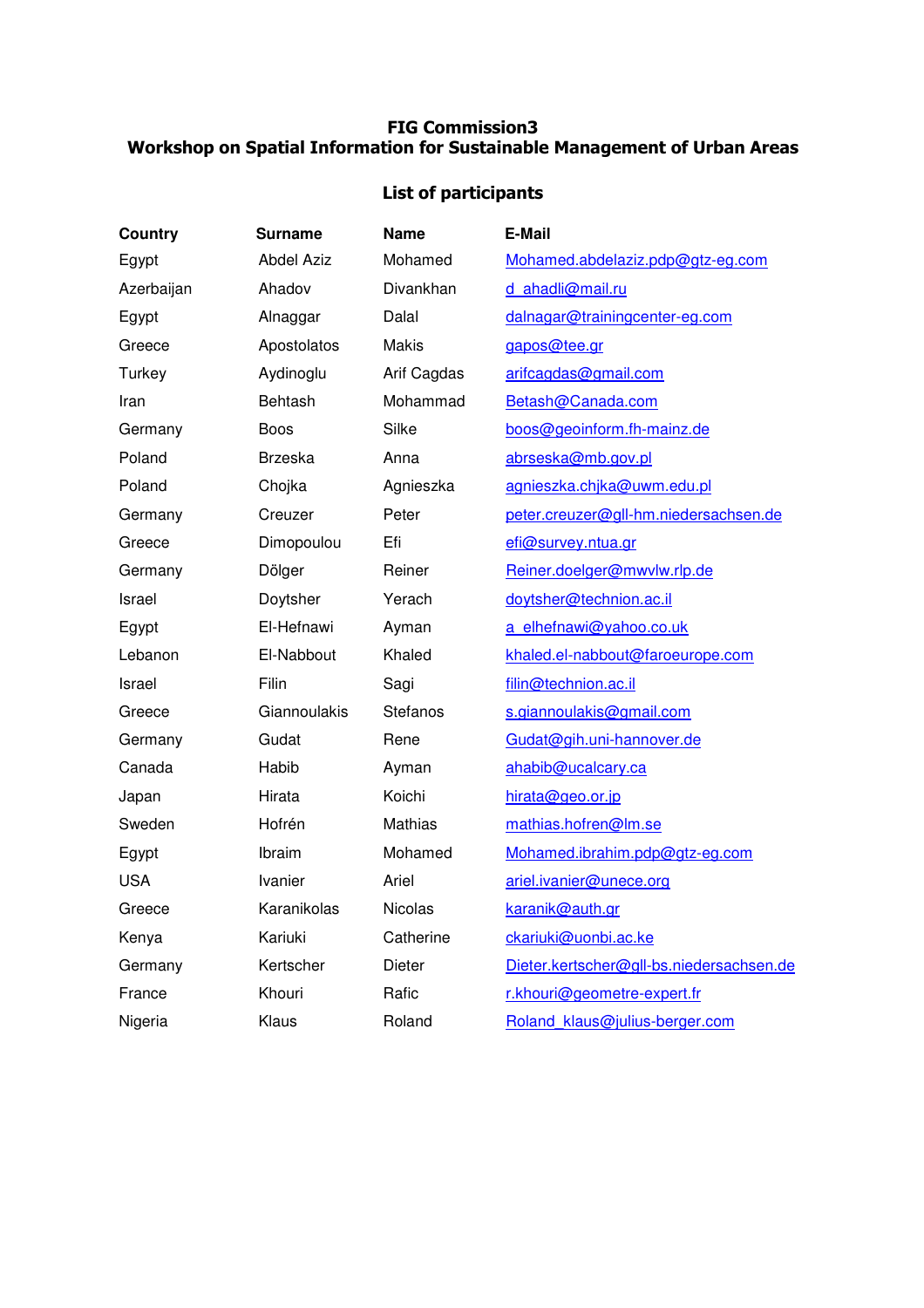# FIG Commission3
## Workshop on Spatial Information for Sustainable Management of Urban Areas

### List of participants

| Country | Surname | Name | E-Mail |
|---|---|---|---|
| Egypt | Abdel Aziz | Mohamed | Mohamed.abdelaziz.pdp@gtz-eg.com |
| Azerbaijan | Ahadov | Divankhan | d_ahadli@mail.ru |
| Egypt | Alnaggar | Dalal | dalnagar@trainingcenter-eg.com |
| Greece | Apostolatos | Makis | gapos@tee.gr |
| Turkey | Aydinoglu | Arif Cagdas | arifcagdas@gmail.com |
| Iran | Behtash | Mohammad | Betash@Canada.com |
| Germany | Boos | Silke | boos@geoinform.fh-mainz.de |
| Poland | Brzeska | Anna | abrseska@mb.gov.pl |
| Poland | Chojka | Agnieszka | agnieszka.chjka@uwm.edu.pl |
| Germany | Creuzer | Peter | peter.creuzer@gll-hm.niedersachsen.de |
| Greece | Dimopoulou | Efi | efi@survey.ntua.gr |
| Germany | Dölger | Reiner | Reiner.doelger@mwvlw.rlp.de |
| Israel | Doytsher | Yerach | doytsher@technion.ac.il |
| Egypt | El-Hefnawi | Ayman | a_elhefnawi@yahoo.co.uk |
| Lebanon | El-Nabbout | Khaled | khaled.el-nabbout@faroeurope.com |
| Israel | Filin | Sagi | filin@technion.ac.il |
| Greece | Giannoulakis | Stefanos | s.giannoulakis@gmail.com |
| Germany | Gudat | Rene | Gudat@gih.uni-hannover.de |
| Canada | Habib | Ayman | ahabib@ucalcary.ca |
| Japan | Hirata | Koichi | hirata@geo.or.jp |
| Sweden | Hofrén | Mathias | mathias.hofren@lm.se |
| Egypt | Ibraim | Mohamed | Mohamed.ibrahim.pdp@gtz-eg.com |
| USA | Ivanier | Ariel | ariel.ivanier@unece.org |
| Greece | Karanikolas | Nicolas | karanik@auth.gr |
| Kenya | Kariuki | Catherine | ckariuki@uonbi.ac.ke |
| Germany | Kertscher | Dieter | Dieter.kertscher@gll-bs.niedersachsen.de |
| France | Khouri | Rafic | r.khouri@geometre-expert.fr |
| Nigeria | Klaus | Roland | Roland_klaus@julius-berger.com |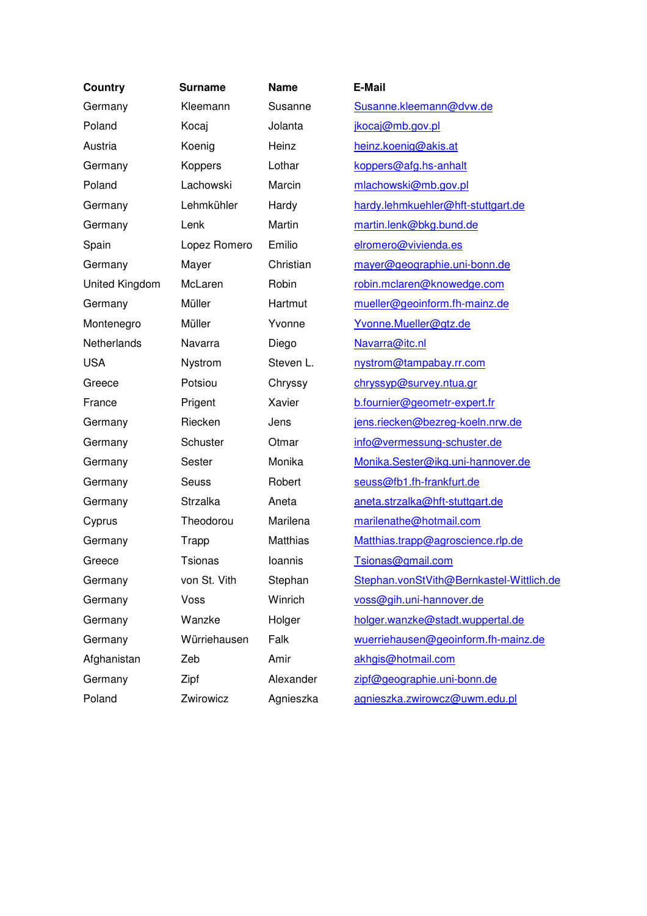| Country | Surname | Name | E-Mail |
|---|---|---|---|
| Germany | Kleemann | Susanne | Susanne.kleemann@dvw.de |
| Poland | Kocaj | Jolanta | jkocaj@mb.gov.pl |
| Austria | Koenig | Heinz | heinz.koenig@akis.at |
| Germany | Koppers | Lothar | koppers@afg.hs-anhalt |
| Poland | Lachowski | Marcin | mlachowski@mb.gov.pl |
| Germany | Lehmkühler | Hardy | hardy.lehmkuehler@hft-stuttgart.de |
| Germany | Lenk | Martin | martin.lenk@bkg.bund.de |
| Spain | Lopez Romero | Emilio | elromero@vivienda.es |
| Germany | Mayer | Christian | mayer@geographie.uni-bonn.de |
| United Kingdom | McLaren | Robin | robin.mclaren@knowedge.com |
| Germany | Müller | Hartmut | mueller@geoinform.fh-mainz.de |
| Montenegro | Müller | Yvonne | Yvonne.Mueller@gtz.de |
| Netherlands | Navarra | Diego | Navarra@itc.nl |
| USA | Nystrom | Steven L. | nystrom@tampabay.rr.com |
| Greece | Potsiou | Chryssy | chryssyp@survey.ntua.gr |
| France | Prigent | Xavier | b.fournier@geometr-expert.fr |
| Germany | Riecken | Jens | jens.riecken@bezreg-koeln.nrw.de |
| Germany | Schuster | Otmar | info@vermessung-schuster.de |
| Germany | Sester | Monika | Monika.Sester@ikg.uni-hannover.de |
| Germany | Seuss | Robert | seuss@fb1.fh-frankfurt.de |
| Germany | Strzalka | Aneta | aneta.strzalka@hft-stuttgart.de |
| Cyprus | Theodorou | Marilena | marilenathe@hotmail.com |
| Germany | Trapp | Matthias | Matthias.trapp@agroscience.rlp.de |
| Greece | Tsionas | Ioannis | Tsionas@gmail.com |
| Germany | von St. Vith | Stephan | Stephan.vonStVith@Bernkastel-Wittlich.de |
| Germany | Voss | Winrich | voss@gih.uni-hannover.de |
| Germany | Wanzke | Holger | holger.wanzke@stadt.wuppertal.de |
| Germany | Würriehausen | Falk | wuerriehausen@geoinform.fh-mainz.de |
| Afghanistan | Zeb | Amir | akhgis@hotmail.com |
| Germany | Zipf | Alexander | zipf@geographie.uni-bonn.de |
| Poland | Zwirowicz | Agnieszka | agnieszka.zwirowcz@uwm.edu.pl |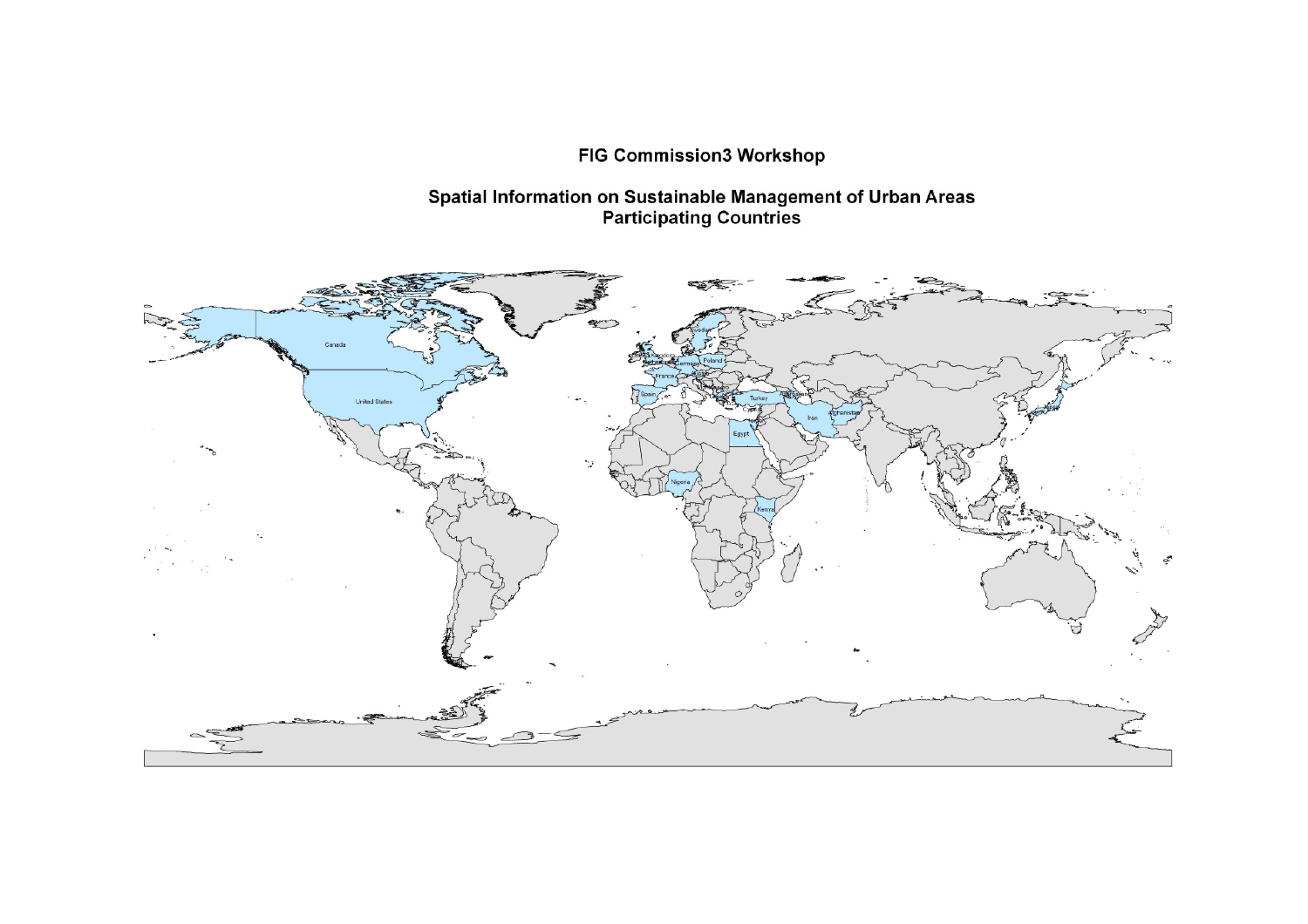**FIG Commission3 Workshop**

**Spatial Information on Sustainable Management of Urban Areas**
**Participating Countries**

Canada
United States
Sweden
United Kingdom
Netherlands
Germany
Poland
France
Austria
Spain
Turkey
Cyprus
Egypt
Iran
Afghanistan
Japan
Nigeria
Kenya